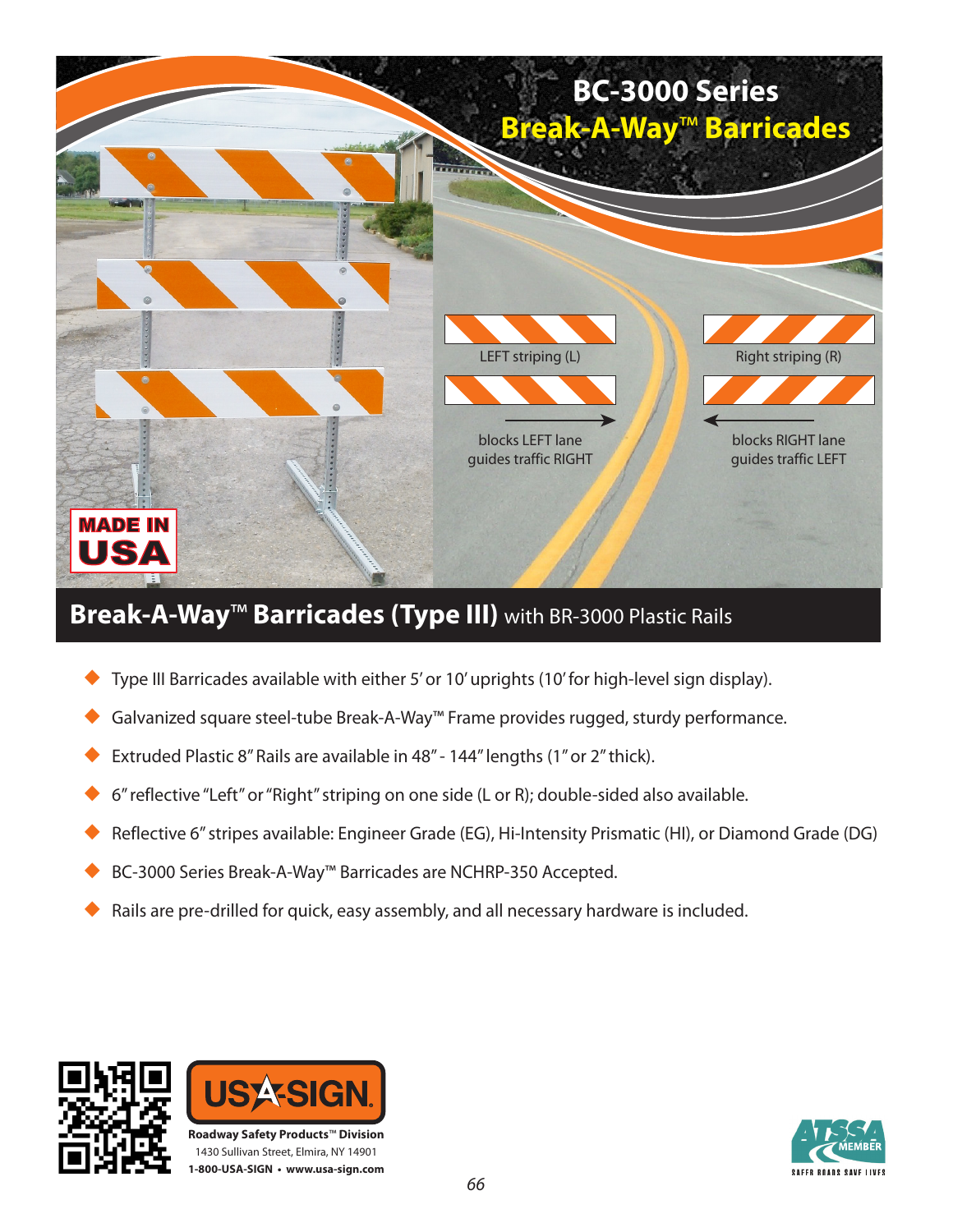# BC-3000 Series Break-A-Way™ Barricades

LEFT striping (L)

blocks LEFT lane
guides traffic RIGHT

Right striping (R)

blocks RIGHT lane
guides traffic LEFT

MADE IN USA

## Break-A-Way™ Barricades (Type III) with BR-3000 Plastic Rails

- Type III Barricades available with either 5′ or 10′ uprights (10′ for high-level sign display).
- Galvanized square steel-tube Break-A-Way™ Frame provides rugged, sturdy performance.
- Extruded Plastic 8″ Rails are available in 48″ - 144″ lengths (1″ or 2″ thick).
- 6″ reflective "Left" or "Right" striping on one side (L or R); double-sided also available.
- Reflective 6″ stripes available: Engineer Grade (EG), Hi-Intensity Prismatic (HI), or Diamond Grade (DG)
- BC-3000 Series Break-A-Way™ Barricades are NCHRP-350 Accepted.
- Rails are pre-drilled for quick, easy assembly, and all necessary hardware is included.

USA-SIGN

**Roadway Safety Products™ Division**
1430 Sullivan Street, Elmira, NY 14901
**1-800-USA-SIGN • www.usa-sign.com**

ATSSA MEMBER
SAFER ROADS SAVE LIVES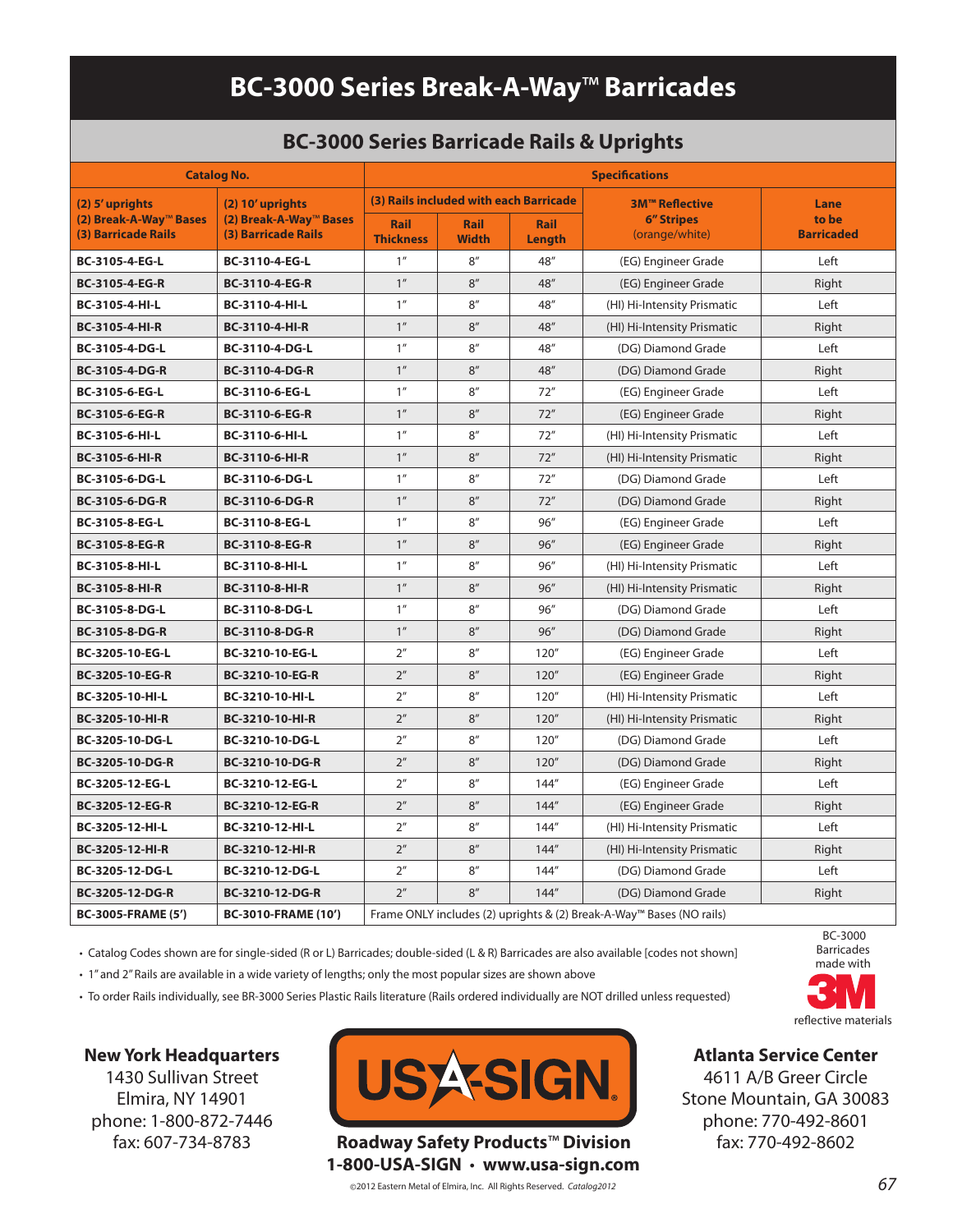# BC-3000 Series Break-A-Way™ Barricades

## BC-3000 Series Barricade Rails & Uprights

| Catalog No. | | Specifications | | | | |
|---|---|---|---|---|---|---|
| (2) 5' uprights (2) Break-A-Way™ Bases (3) Barricade Rails | (2) 10' uprights (2) Break-A-Way™ Bases (3) Barricade Rails | (3) Rails included with each Barricade | | | 3M™ Reflective 6" Stripes (orange/white) | Lane to be Barricaded |
| | | Rail Thickness | Rail Width | Rail Length | | |
| BC-3105-4-EG-L | BC-3110-4-EG-L | 1" | 8" | 48" | (EG) Engineer Grade | Left |
| BC-3105-4-EG-R | BC-3110-4-EG-R | 1" | 8" | 48" | (EG) Engineer Grade | Right |
| BC-3105-4-HI-L | BC-3110-4-HI-L | 1" | 8" | 48" | (HI) Hi-Intensity Prismatic | Left |
| BC-3105-4-HI-R | BC-3110-4-HI-R | 1" | 8" | 48" | (HI) Hi-Intensity Prismatic | Right |
| BC-3105-4-DG-L | BC-3110-4-DG-L | 1" | 8" | 48" | (DG) Diamond Grade | Left |
| BC-3105-4-DG-R | BC-3110-4-DG-R | 1" | 8" | 48" | (DG) Diamond Grade | Right |
| BC-3105-6-EG-L | BC-3110-6-EG-L | 1" | 8" | 72" | (EG) Engineer Grade | Left |
| BC-3105-6-EG-R | BC-3110-6-EG-R | 1" | 8" | 72" | (EG) Engineer Grade | Right |
| BC-3105-6-HI-L | BC-3110-6-HI-L | 1" | 8" | 72" | (HI) Hi-Intensity Prismatic | Left |
| BC-3105-6-HI-R | BC-3110-6-HI-R | 1" | 8" | 72" | (HI) Hi-Intensity Prismatic | Right |
| BC-3105-6-DG-L | BC-3110-6-DG-L | 1" | 8" | 72" | (DG) Diamond Grade | Left |
| BC-3105-6-DG-R | BC-3110-6-DG-R | 1" | 8" | 72" | (DG) Diamond Grade | Right |
| BC-3105-8-EG-L | BC-3110-8-EG-L | 1" | 8" | 96" | (EG) Engineer Grade | Left |
| BC-3105-8-EG-R | BC-3110-8-EG-R | 1" | 8" | 96" | (EG) Engineer Grade | Right |
| BC-3105-8-HI-L | BC-3110-8-HI-L | 1" | 8" | 96" | (HI) Hi-Intensity Prismatic | Left |
| BC-3105-8-HI-R | BC-3110-8-HI-R | 1" | 8" | 96" | (HI) Hi-Intensity Prismatic | Right |
| BC-3105-8-DG-L | BC-3110-8-DG-L | 1" | 8" | 96" | (DG) Diamond Grade | Left |
| BC-3105-8-DG-R | BC-3110-8-DG-R | 1" | 8" | 96" | (DG) Diamond Grade | Right |
| BC-3205-10-EG-L | BC-3210-10-EG-L | 2" | 8" | 120" | (EG) Engineer Grade | Left |
| BC-3205-10-EG-R | BC-3210-10-EG-R | 2" | 8" | 120" | (EG) Engineer Grade | Right |
| BC-3205-10-HI-L | BC-3210-10-HI-L | 2" | 8" | 120" | (HI) Hi-Intensity Prismatic | Left |
| BC-3205-10-HI-R | BC-3210-10-HI-R | 2" | 8" | 120" | (HI) Hi-Intensity Prismatic | Right |
| BC-3205-10-DG-L | BC-3210-10-DG-L | 2" | 8" | 120" | (DG) Diamond Grade | Left |
| BC-3205-10-DG-R | BC-3210-10-DG-R | 2" | 8" | 120" | (DG) Diamond Grade | Right |
| BC-3205-12-EG-L | BC-3210-12-EG-L | 2" | 8" | 144" | (EG) Engineer Grade | Left |
| BC-3205-12-EG-R | BC-3210-12-EG-R | 2" | 8" | 144" | (EG) Engineer Grade | Right |
| BC-3205-12-HI-L | BC-3210-12-HI-L | 2" | 8" | 144" | (HI) Hi-Intensity Prismatic | Left |
| BC-3205-12-HI-R | BC-3210-12-HI-R | 2" | 8" | 144" | (HI) Hi-Intensity Prismatic | Right |
| BC-3205-12-DG-L | BC-3210-12-DG-L | 2" | 8" | 144" | (DG) Diamond Grade | Left |
| BC-3205-12-DG-R | BC-3210-12-DG-R | 2" | 8" | 144" | (DG) Diamond Grade | Right |
| BC-3005-FRAME (5') | BC-3010-FRAME (10') | Frame ONLY includes (2) uprights & (2) Break-A-Way™ Bases (NO rails) | | | | |

- Catalog Codes shown are for single-sided (R or L) Barricades; double-sided (L & R) Barricades are also available [codes not shown]
- 1" and 2" Rails are available in a wide variety of lengths; only the most popular sizes are shown above
- To order Rails individually, see BR-3000 Series Plastic Rails literature (Rails ordered individually are NOT drilled unless requested)

BC-3000 Barricades made with 3M reflective materials

**New York Headquarters**
1430 Sullivan Street
Elmira, NY 14901
phone: 1-800-872-7446
fax: 607-734-8783

USA-SIGN
**Roadway Safety Products™ Division**
**1-800-USA-SIGN • www.usa-sign.com**

**Atlanta Service Center**
4611 A/B Greer Circle
Stone Mountain, GA 30083
phone: 770-492-8601
fax: 770-492-8602

©2012 Eastern Metal of Elmira, Inc. All Rights Reserved. *Catalog2012*